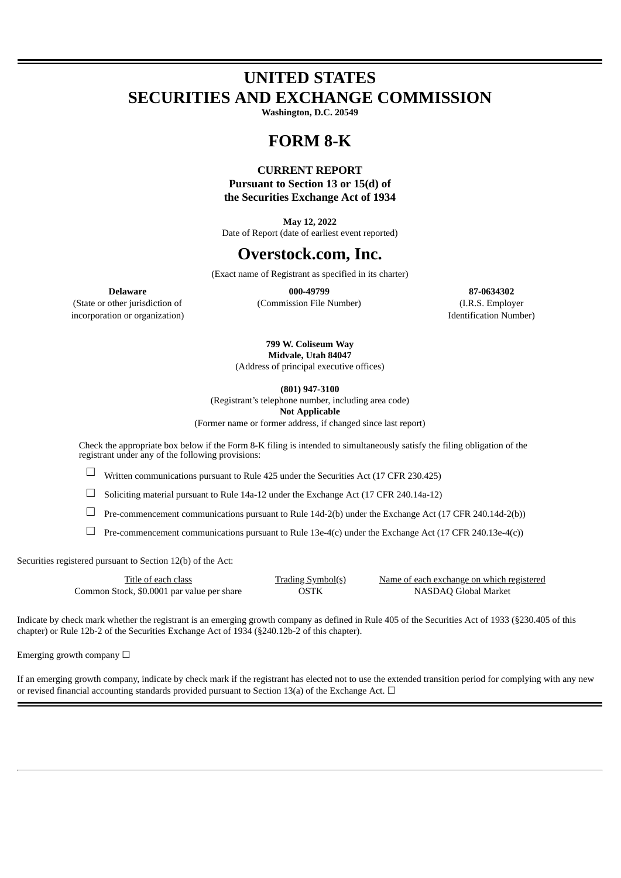# UNITED STATES
# SECURITIES AND EXCHANGE COMMISSION

**Washington, D.C. 20549**

# FORM 8-K

**CURRENT REPORT**
**Pursuant to Section 13 or 15(d) of**
**the Securities Exchange Act of 1934**

**May 12, 2022**
Date of Report (date of earliest event reported)

# Overstock.com, Inc.

(Exact name of Registrant as specified in its charter)

| **Delaware** | **000-49799** | **87-0634302** |
|---|---|---|
| (State or other jurisdiction of incorporation or organization) | (Commission File Number) | (I.R.S. Employer Identification Number) |

**799 W. Coliseum Way**
**Midvale, Utah 84047**
(Address of principal executive offices)

**(801) 947-3100**
(Registrant's telephone number, including area code)
**Not Applicable**
(Former name or former address, if changed since last report)

Check the appropriate box below if the Form 8-K filing is intended to simultaneously satisfy the filing obligation of the registrant under any of the following provisions:

☐ Written communications pursuant to Rule 425 under the Securities Act (17 CFR 230.425)

☐ Soliciting material pursuant to Rule 14a-12 under the Exchange Act (17 CFR 240.14a-12)

☐ Pre-commencement communications pursuant to Rule 14d-2(b) under the Exchange Act (17 CFR 240.14d-2(b))

☐ Pre-commencement communications pursuant to Rule 13e-4(c) under the Exchange Act (17 CFR 240.13e-4(c))

Securities registered pursuant to Section 12(b) of the Act:

| Title of each class | Trading Symbol(s) | Name of each exchange on which registered |
|---|---|---|
| Common Stock, $0.0001 par value per share | OSTK | NASDAQ Global Market |

Indicate by check mark whether the registrant is an emerging growth company as defined in Rule 405 of the Securities Act of 1933 (§230.405 of this chapter) or Rule 12b-2 of the Securities Exchange Act of 1934 (§240.12b-2 of this chapter).

Emerging growth company ☐

If an emerging growth company, indicate by check mark if the registrant has elected not to use the extended transition period for complying with any new or revised financial accounting standards provided pursuant to Section 13(a) of the Exchange Act. ☐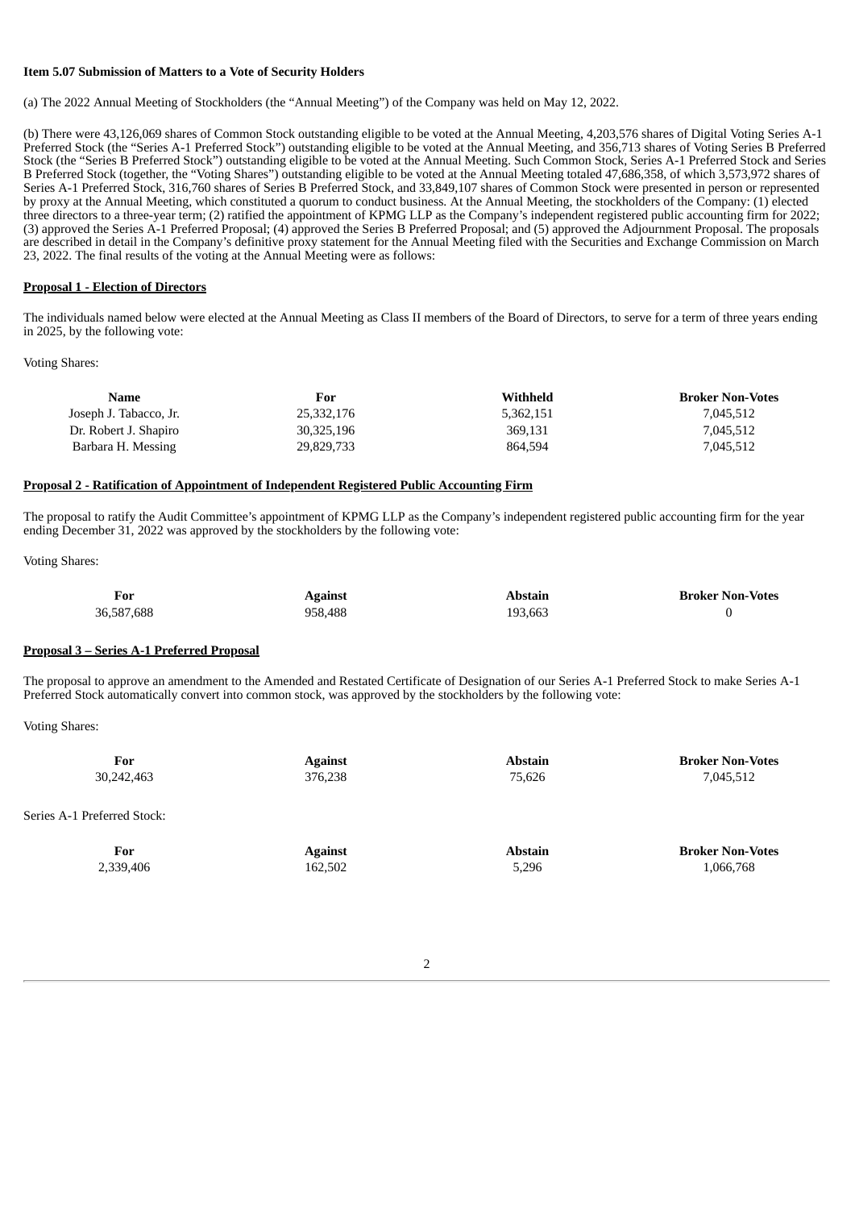**Item 5.07 Submission of Matters to a Vote of Security Holders**

(a) The 2022 Annual Meeting of Stockholders (the "Annual Meeting") of the Company was held on May 12, 2022.

(b) There were 43,126,069 shares of Common Stock outstanding eligible to be voted at the Annual Meeting, 4,203,576 shares of Digital Voting Series A-1 Preferred Stock (the "Series A-1 Preferred Stock") outstanding eligible to be voted at the Annual Meeting, and 356,713 shares of Voting Series B Preferred Stock (the "Series B Preferred Stock") outstanding eligible to be voted at the Annual Meeting. Such Common Stock, Series A-1 Preferred Stock and Series B Preferred Stock (together, the "Voting Shares") outstanding eligible to be voted at the Annual Meeting totaled 47,686,358, of which 3,573,972 shares of Series A-1 Preferred Stock, 316,760 shares of Series B Preferred Stock, and 33,849,107 shares of Common Stock were presented in person or represented by proxy at the Annual Meeting, which constituted a quorum to conduct business. At the Annual Meeting, the stockholders of the Company: (1) elected three directors to a three-year term; (2) ratified the appointment of KPMG LLP as the Company's independent registered public accounting firm for 2022; (3) approved the Series A-1 Preferred Proposal; (4) approved the Series B Preferred Proposal; and (5) approved the Adjournment Proposal. The proposals are described in detail in the Company's definitive proxy statement for the Annual Meeting filed with the Securities and Exchange Commission on March 23, 2022. The final results of the voting at the Annual Meeting were as follows:

**Proposal 1 - Election of Directors**

The individuals named below were elected at the Annual Meeting as Class II members of the Board of Directors, to serve for a term of three years ending in 2025, by the following vote:

Voting Shares:

| Name | For | Withheld | Broker Non-Votes |
|---|---|---|---|
| Joseph J. Tabacco, Jr. | 25,332,176 | 5,362,151 | 7,045,512 |
| Dr. Robert J. Shapiro | 30,325,196 | 369,131 | 7,045,512 |
| Barbara H. Messing | 29,829,733 | 864,594 | 7,045,512 |

**Proposal 2 - Ratification of Appointment of Independent Registered Public Accounting Firm**

The proposal to ratify the Audit Committee's appointment of KPMG LLP as the Company's independent registered public accounting firm for the year ending December 31, 2022 was approved by the stockholders by the following vote:

Voting Shares:

| For | Against | Abstain | Broker Non-Votes |
|---|---|---|---|
| 36,587,688 | 958,488 | 193,663 | 0 |

**Proposal 3 – Series A-1 Preferred Proposal**

The proposal to approve an amendment to the Amended and Restated Certificate of Designation of our Series A-1 Preferred Stock to make Series A-1 Preferred Stock automatically convert into common stock, was approved by the stockholders by the following vote:

Voting Shares:

| For | Against | Abstain | Broker Non-Votes |
|---|---|---|---|
| 30,242,463 | 376,238 | 75,626 | 7,045,512 |

Series A-1 Preferred Stock:

| For | Against | Abstain | Broker Non-Votes |
|---|---|---|---|
| 2,339,406 | 162,502 | 5,296 | 1,066,768 |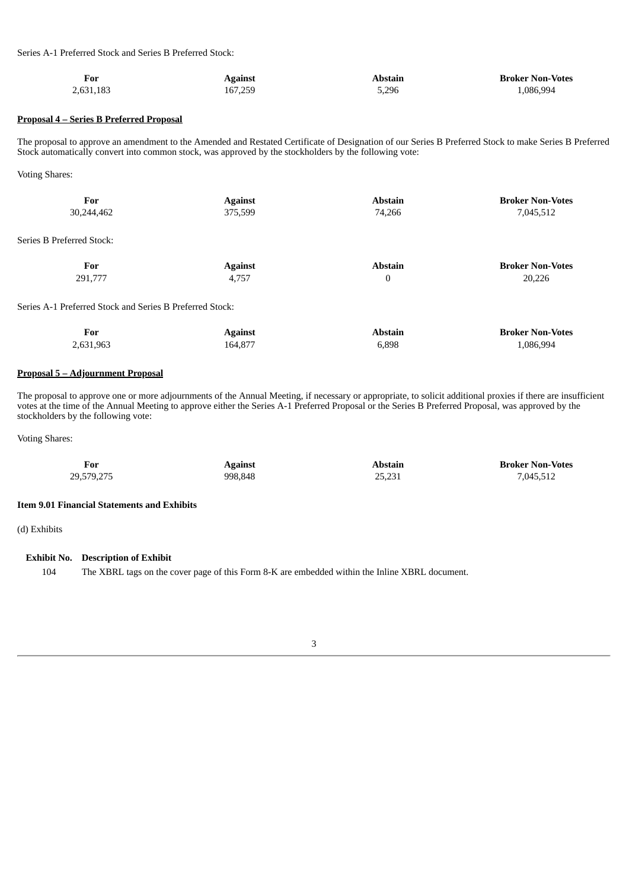Series A-1 Preferred Stock and Series B Preferred Stock:

| For | Against | Abstain | Broker Non-Votes |
| --- | --- | --- | --- |
| 2,631,183 | 167,259 | 5,296 | 1,086,994 |

**Proposal 4 – Series B Preferred Proposal**

The proposal to approve an amendment to the Amended and Restated Certificate of Designation of our Series B Preferred Stock to make Series B Preferred Stock automatically convert into common stock, was approved by the stockholders by the following vote:

Voting Shares:

| For | Against | Abstain | Broker Non-Votes |
| --- | --- | --- | --- |
| 30,244,462 | 375,599 | 74,266 | 7,045,512 |

Series B Preferred Stock:

| For | Against | Abstain | Broker Non-Votes |
| --- | --- | --- | --- |
| 291,777 | 4,757 | 0 | 20,226 |

Series A-1 Preferred Stock and Series B Preferred Stock:

| For | Against | Abstain | Broker Non-Votes |
| --- | --- | --- | --- |
| 2,631,963 | 164,877 | 6,898 | 1,086,994 |

**Proposal 5 – Adjournment Proposal**

The proposal to approve one or more adjournments of the Annual Meeting, if necessary or appropriate, to solicit additional proxies if there are insufficient votes at the time of the Annual Meeting to approve either the Series A-1 Preferred Proposal or the Series B Preferred Proposal, was approved by the stockholders by the following vote:

Voting Shares:

| For | Against | Abstain | Broker Non-Votes |
| --- | --- | --- | --- |
| 29,579,275 | 998,848 | 25,231 | 7,045,512 |

**Item 9.01 Financial Statements and Exhibits**

(d) Exhibits

| Exhibit No. | Description of Exhibit |
| --- | --- |
| 104 | The XBRL tags on the cover page of this Form 8-K are embedded within the Inline XBRL document. |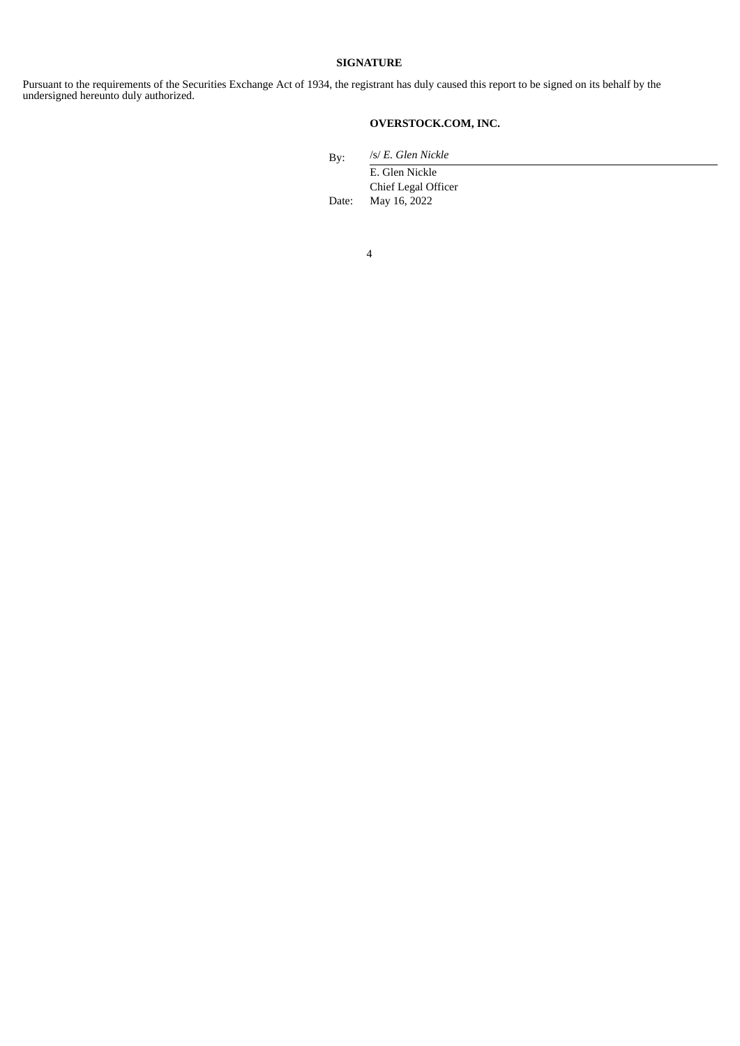**SIGNATURE**

Pursuant to the requirements of the Securities Exchange Act of 1934, the registrant has duly caused this report to be signed on its behalf by the undersigned hereunto duly authorized.

**OVERSTOCK.COM, INC.**

| | |
|---|---|
| By: | /s/ *E. Glen Nickle* |
| | E. Glen Nickle |
| | Chief Legal Officer |
| Date: | May 16, 2022 |